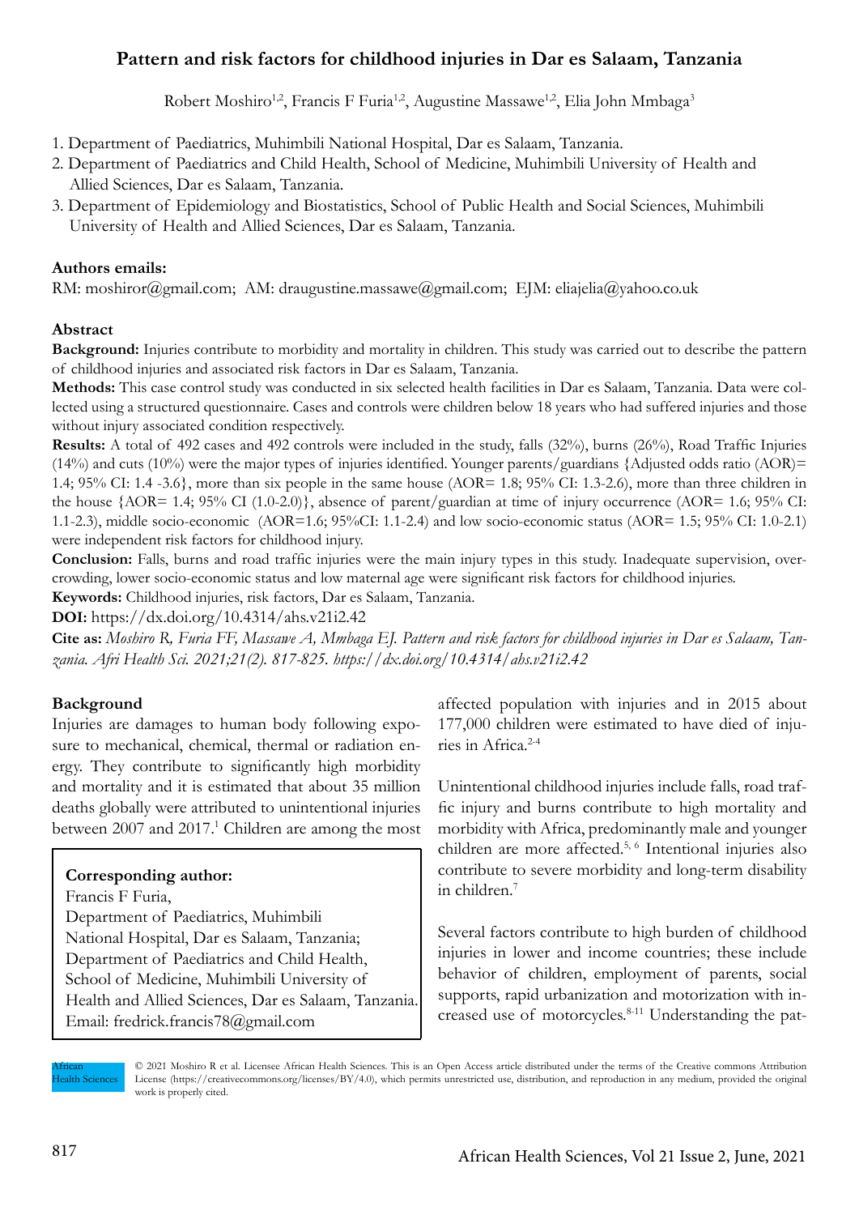# Pattern and risk factors for childhood injuries in Dar es Salaam, Tanzania

Robert Moshiro[1,2], Francis F Furia[1,2], Augustine Massawe[1,2], Elia John Mmbaga[3]

1. Department of Paediatrics, Muhimbili National Hospital, Dar es Salaam, Tanzania.
2. Department of Paediatrics and Child Health, School of Medicine, Muhimbili University of Health and Allied Sciences, Dar es Salaam, Tanzania.
3. Department of Epidemiology and Biostatistics, School of Public Health and Social Sciences, Muhimbili University of Health and Allied Sciences, Dar es Salaam, Tanzania.

**Authors emails:**
RM: moshiror@gmail.com; AM: draugustine.massawe@gmail.com; EJM: eliajelia@yahoo.co.uk

**Abstract**

**Background:** Injuries contribute to morbidity and mortality in children. This study was carried out to describe the pattern of childhood injuries and associated risk factors in Dar es Salaam, Tanzania.

**Methods:** This case control study was conducted in six selected health facilities in Dar es Salaam, Tanzania. Data were collected using a structured questionnaire. Cases and controls were children below 18 years who had suffered injuries and those without injury associated condition respectively.

**Results:** A total of 492 cases and 492 controls were included in the study, falls (32%), burns (26%), Road Traffic Injuries (14%) and cuts (10%) were the major types of injuries identified. Younger parents/guardians {Adjusted odds ratio (AOR)= 1.4; 95% CI: 1.4 -3.6}, more than six people in the same house (AOR= 1.8; 95% CI: 1.3-2.6), more than three children in the house {AOR= 1.4; 95% CI (1.0-2.0)}, absence of parent/guardian at time of injury occurrence (AOR= 1.6; 95% CI: 1.1-2.3), middle socio-economic (AOR=1.6; 95%CI: 1.1-2.4) and low socio-economic status (AOR= 1.5; 95% CI: 1.0-2.1) were independent risk factors for childhood injury.

**Conclusion:** Falls, burns and road traffic injuries were the main injury types in this study. Inadequate supervision, overcrowding, lower socio-economic status and low maternal age were significant risk factors for childhood injuries.

**Keywords:** Childhood injuries, risk factors, Dar es Salaam, Tanzania.

**DOI:** https://dx.doi.org/10.4314/ahs.v21i2.42

**Cite as:** *Moshiro R, Furia FF, Massawe A, Mmbaga EJ. Pattern and risk factors for childhood injuries in Dar es Salaam, Tanzania. Afri Health Sci. 2021;21(2). 817-825. https://dx.doi.org/10.4314/ahs.v21i2.42*

## Background

Injuries are damages to human body following exposure to mechanical, chemical, thermal or radiation energy. They contribute to significantly high morbidity and mortality and it is estimated that about 35 million deaths globally were attributed to unintentional injuries between 2007 and 2017.[1] Children are among the most affected population with injuries and in 2015 about 177,000 children were estimated to have died of injuries in Africa.[2-4]

Unintentional childhood injuries include falls, road traffic injury and burns contribute to high mortality and morbidity with Africa, predominantly male and younger children are more affected.[5, 6] Intentional injuries also contribute to severe morbidity and long-term disability in children.[7]

Several factors contribute to high burden of childhood injuries in lower and income countries; these include behavior of children, employment of parents, social supports, rapid urbanization and motorization with increased use of motorcycles.[8-11] Understanding the pat-

**Corresponding author:**
Francis F Furia,
Department of Paediatrics, Muhimbili National Hospital, Dar es Salaam, Tanzania;
Department of Paediatrics and Child Health, School of Medicine, Muhimbili University of Health and Allied Sciences, Dar es Salaam, Tanzania.
Email: fredrick.francis78@gmail.com

African Health Sciences © 2021 Moshiro R et al. Licensee African Health Sciences. This is an Open Access article distributed under the terms of the Creative commons Attribution License (https://creativecommons.org/licenses/BY/4.0), which permits unrestricted use, distribution, and reproduction in any medium, provided the original work is properly cited.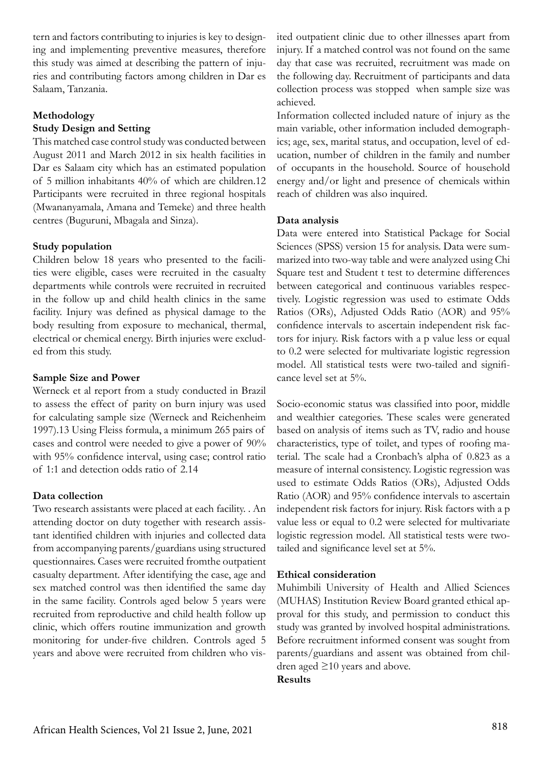tern and factors contributing to injuries is key to designing and implementing preventive measures, therefore this study was aimed at describing the pattern of injuries and contributing factors among children in Dar es Salaam, Tanzania.

## Methodology

### Study Design and Setting

This matched case control study was conducted between August 2011 and March 2012 in six health facilities in Dar es Salaam city which has an estimated population of 5 million inhabitants 40% of which are children.12 Participants were recruited in three regional hospitals (Mwananyamala, Amana and Temeke) and three health centres (Buguruni, Mbagala and Sinza).

### Study population

Children below 18 years who presented to the facilities were eligible, cases were recruited in the casualty departments while controls were recruited in recruited in the follow up and child health clinics in the same facility. Injury was defined as physical damage to the body resulting from exposure to mechanical, thermal, electrical or chemical energy. Birth injuries were excluded from this study.

### Sample Size and Power

Werneck et al report from a study conducted in Brazil to assess the effect of parity on burn injury was used for calculating sample size (Werneck and Reichenheim 1997).13 Using Fleiss formula, a minimum 265 pairs of cases and control were needed to give a power of 90% with 95% confidence interval, using case; control ratio of 1:1 and detection odds ratio of 2.14

### Data collection

Two research assistants were placed at each facility. . An attending doctor on duty together with research assistant identified children with injuries and collected data from accompanying parents/guardians using structured questionnaires. Cases were recruited fromthe outpatient casualty department. After identifying the case, age and sex matched control was then identified the same day in the same facility. Controls aged below 5 years were recruited from reproductive and child health follow up clinic, which offers routine immunization and growth monitoring for under-five children. Controls aged 5 years and above were recruited from children who visited outpatient clinic due to other illnesses apart from injury. If a matched control was not found on the same day that case was recruited, recruitment was made on the following day. Recruitment of participants and data collection process was stopped when sample size was achieved.

Information collected included nature of injury as the main variable, other information included demographics; age, sex, marital status, and occupation, level of education, number of children in the family and number of occupants in the household. Source of household energy and/or light and presence of chemicals within reach of children was also inquired.

### Data analysis

Data were entered into Statistical Package for Social Sciences (SPSS) version 15 for analysis. Data were summarized into two-way table and were analyzed using Chi Square test and Student t test to determine differences between categorical and continuous variables respectively. Logistic regression was used to estimate Odds Ratios (ORs), Adjusted Odds Ratio (AOR) and 95% confidence intervals to ascertain independent risk factors for injury. Risk factors with a p value less or equal to 0.2 were selected for multivariate logistic regression model. All statistical tests were two-tailed and significance level set at 5%.

Socio-economic status was classified into poor, middle and wealthier categories. These scales were generated based on analysis of items such as TV, radio and house characteristics, type of toilet, and types of roofing material. The scale had a Cronbach's alpha of 0.823 as a measure of internal consistency. Logistic regression was used to estimate Odds Ratios (ORs), Adjusted Odds Ratio (AOR) and 95% confidence intervals to ascertain independent risk factors for injury. Risk factors with a p value less or equal to 0.2 were selected for multivariate logistic regression model. All statistical tests were two-tailed and significance level set at 5%.

### Ethical consideration

Muhimbili University of Health and Allied Sciences (MUHAS) Institution Review Board granted ethical approval for this study, and permission to conduct this study was granted by involved hospital administrations. Before recruitment informed consent was sought from parents/guardians and assent was obtained from children aged ≥10 years and above.

## Results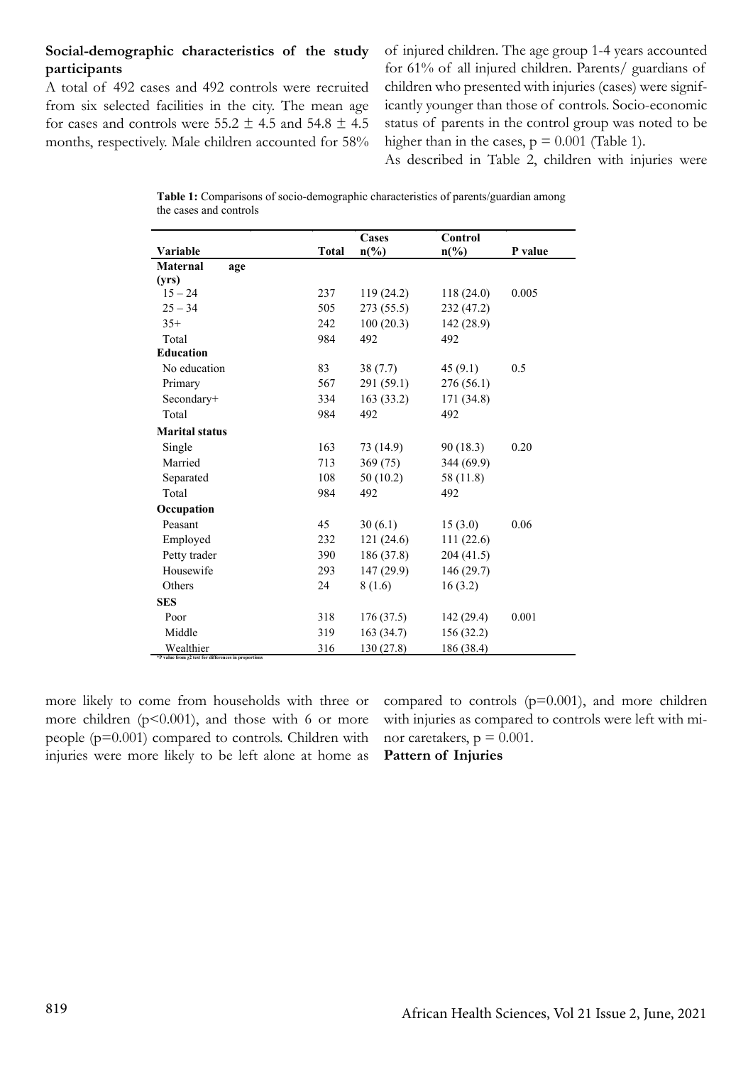**Social-demographic characteristics of the study participants**

A total of 492 cases and 492 controls were recruited from six selected facilities in the city. The mean age for cases and controls were 55.2 ± 4.5 and 54.8 ± 4.5 months, respectively. Male children accounted for 58% of injured children. The age group 1-4 years accounted for 61% of all injured children. Parents/ guardians of children who presented with injuries (cases) were significantly younger than those of controls. Socio-economic status of parents in the control group was noted to be higher than in the cases, p = 0.001 (Table 1).

As described in Table 2, children with injuries were more likely to come from households with three or more children (p<0.001), and those with 6 or more people (p=0.001) compared to controls. Children with injuries were more likely to be left alone at home as compared to controls (p=0.001), and more children with injuries as compared to controls were left with minor caretakers, p = 0.001.

**Table 1:** Comparisons of socio-demographic characteristics of parents/guardian among the cases and controls

| Variable | Total | Cases n(%) | Control n(%) | P value |
|---|---|---|---|---|
| **Maternal age (yrs)** | | | | |
| 15 – 24 | 237 | 119 (24.2) | 118 (24.0) | 0.005 |
| 25 – 34 | 505 | 273 (55.5) | 232 (47.2) | |
| 35+ | 242 | 100 (20.3) | 142 (28.9) | |
| Total | 984 | 492 | 492 | |
| **Education** | | | | |
| No education | 83 | 38 (7.7) | 45 (9.1) | 0.5 |
| Primary | 567 | 291 (59.1) | 276 (56.1) | |
| Secondary+ | 334 | 163 (33.2) | 171 (34.8) | |
| Total | 984 | 492 | 492 | |
| **Marital status** | | | | |
| Single | 163 | 73 (14.9) | 90 (18.3) | 0.20 |
| Married | 713 | 369 (75) | 344 (69.9) | |
| Separated | 108 | 50 (10.2) | 58 (11.8) | |
| Total | 984 | 492 | 492 | |
| **Occupation** | | | | |
| Peasant | 45 | 30 (6.1) | 15 (3.0) | 0.06 |
| Employed | 232 | 121 (24.6) | 111 (22.6) | |
| Petty trader | 390 | 186 (37.8) | 204 (41.5) | |
| Housewife | 293 | 147 (29.9) | 146 (29.7) | |
| Others | 24 | 8 (1.6) | 16 (3.2) | |
| **SES** | | | | |
| Poor | 318 | 176 (37.5) | 142 (29.4) | 0.001 |
| Middle | 319 | 163 (34.7) | 156 (32.2) | |
| Wealthier | 316 | 130 (27.8) | 186 (38.4) | |

*P value from $\chi^2$ test for differences in proportions

**Pattern of Injuries**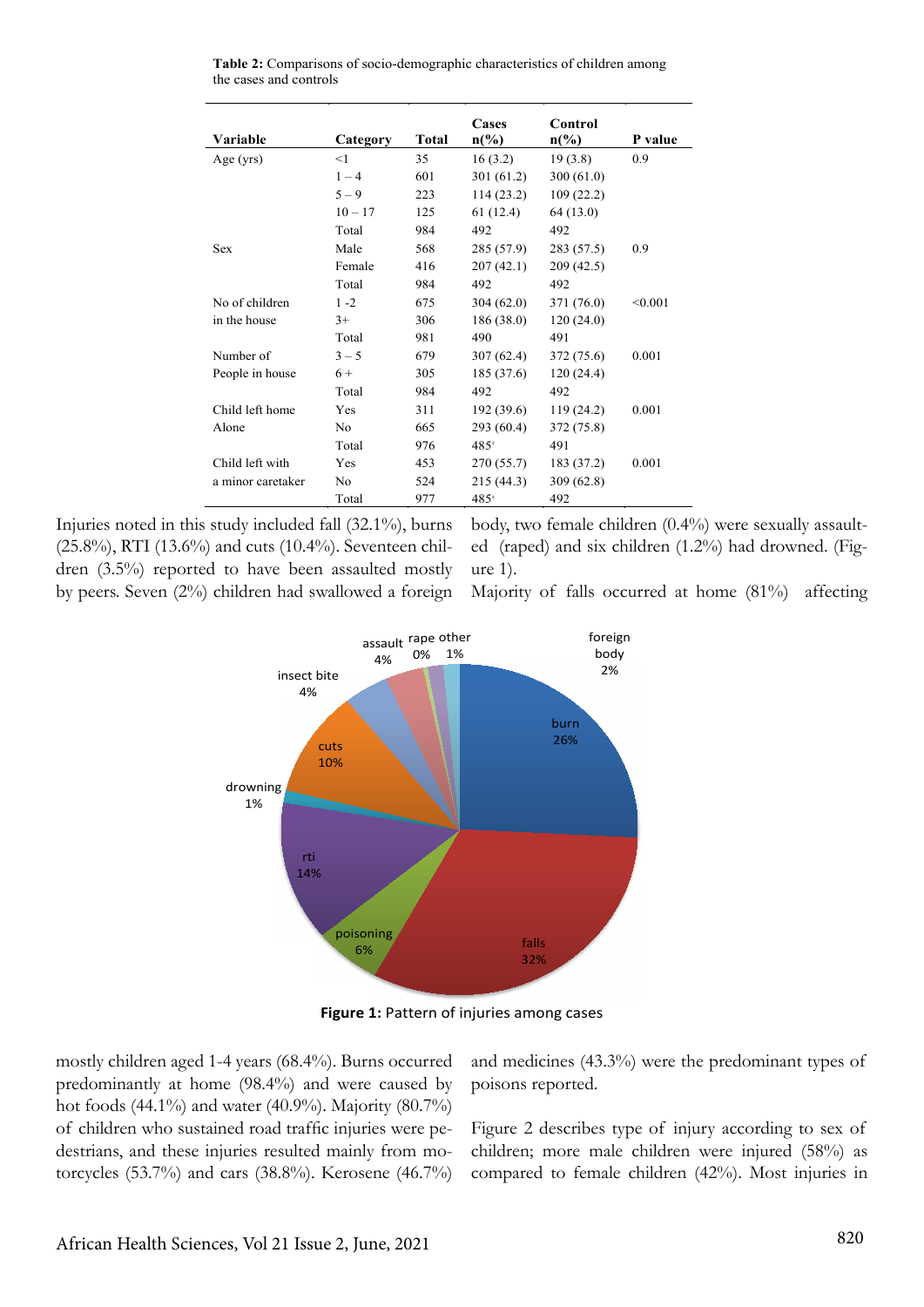**Table 2:** Comparisons of socio-demographic characteristics of children among the cases and controls

| Variable | Category | Total | Cases n(%) | Control n(%) | P value |
|---|---|---|---|---|---|
| Age (yrs) | <1 | 35 | 16 (3.2) | 19 (3.8) | 0.9 |
| | 1 – 4 | 601 | 301 (61.2) | 300 (61.0) | |
| | 5 – 9 | 223 | 114 (23.2) | 109 (22.2) | |
| | 10 – 17 | 125 | 61 (12.4) | 64 (13.0) | |
| | Total | 984 | 492 | 492 | |
| Sex | Male | 568 | 285 (57.9) | 283 (57.5) | 0.9 |
| | Female | 416 | 207 (42.1) | 209 (42.5) | |
| | Total | 984 | 492 | 492 | |
| No of children in the house | 1 -2 | 675 | 304 (62.0) | 371 (76.0) | <0.001 |
| | 3+ | 306 | 186 (38.0) | 120 (24.0) | |
| | Total | 981 | 490 | 491 | |
| Number of People in house | 3 – 5 | 679 | 307 (62.4) | 372 (75.6) | 0.001 |
| | 6 + | 305 | 185 (37.6) | 120 (24.4) | |
| | Total | 984 | 492 | 492 | |
| Child left home Alone | Yes | 311 | 192 (39.6) | 119 (24.2) | 0.001 |
| | No | 665 | 293 (60.4) | 372 (75.8) | |
| | Total | 976 | 485† | 491 | |
| Child left with a minor caretaker | Yes | 453 | 270 (55.7) | 183 (37.2) | 0.001 |
| | No | 524 | 215 (44.3) | 309 (62.8) | |
| | Total | 977 | 485† | 492 | |

Injuries noted in this study included fall (32.1%), burns (25.8%), RTI (13.6%) and cuts (10.4%). Seventeen children (3.5%) reported to have been assaulted mostly by peers. Seven (2%) children had swallowed a foreign body, two female children (0.4%) were sexually assaulted (raped) and six children (1.2%) had drowned. (Figure 1).

Majority of falls occurred at home (81%) affecting mostly children aged 1-4 years (68.4%). Burns occurred predominantly at home (98.4%) and were caused by hot foods (44.1%) and water (40.9%). Majority (80.7%) of children who sustained road traffic injuries were pedestrians, and these injuries resulted mainly from motorcycles (53.7%) and cars (38.8%). Kerosene (46.7%) and medicines (43.3%) were the predominant types of poisons reported.

**Figure 1:** Pattern of injuries among cases

Figure 2 describes type of injury according to sex of children; more male children were injured (58%) as compared to female children (42%). Most injuries in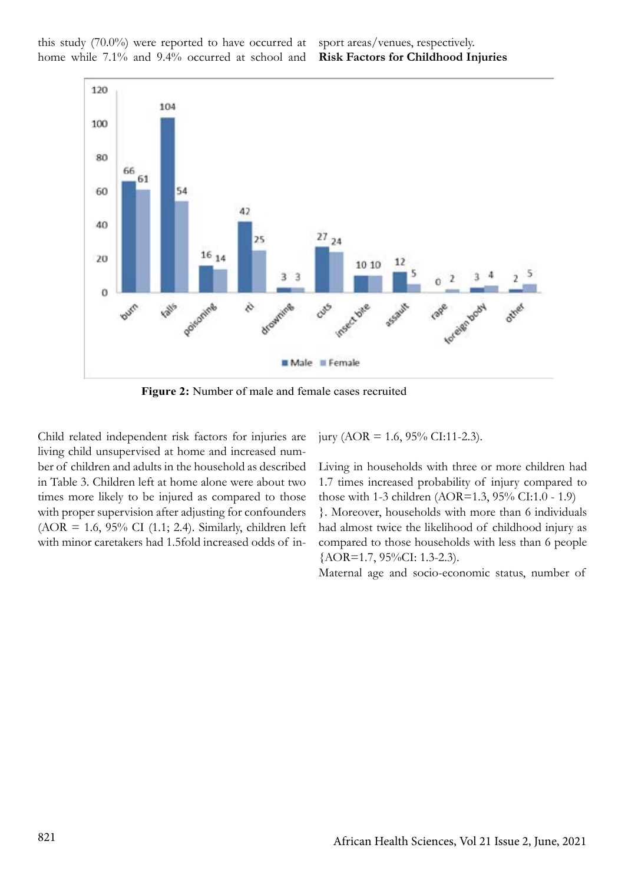this study (70.0%) were reported to have occurred at home while 7.1% and 9.4% occurred at school and sport areas/venues, respectively.

**Risk Factors for Childhood Injuries**

**Figure 2:** Number of male and female cases recruited

Child related independent risk factors for injuries are living child unsupervised at home and increased number of children and adults in the household as described in Table 3. Children left at home alone were about two times more likely to be injured as compared to those with proper supervision after adjusting for confounders (AOR = 1.6, 95% CI (1.1; 2.4). Similarly, children left with minor caretakers had 1.5fold increased odds of injury (AOR = 1.6, 95% CI:11-2.3).

Living in households with three or more children had 1.7 times increased probability of injury compared to those with 1-3 children (AOR=1.3, 95% CI:1.0 - 1.9) }. Moreover, households with more than 6 individuals had almost twice the likelihood of childhood injury as compared to those households with less than 6 people {AOR=1.7, 95%CI: 1.3-2.3).

Maternal age and socio-economic status, number of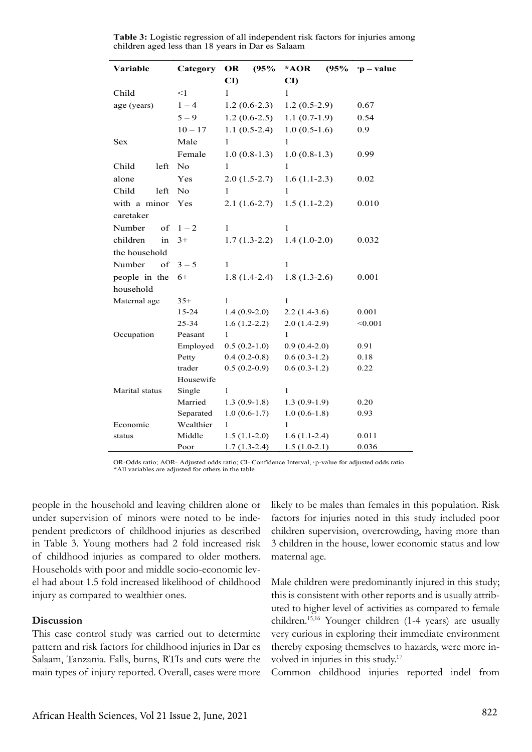**Table 3:** Logistic regression of all independent risk factors for injuries among children aged less than 18 years in Dar es Salaam

| Variable | Category | OR (95% CI) | *AOR (95% CI) | ᶿp – value |
|---|---|---|---|---|
| Child age (years) | <1 | 1 | 1 | |
| | 1 – 4 | 1.2 (0.6-2.3) | 1.2 (0.5-2.9) | 0.67 |
| | 5 – 9 | 1.2 (0.6-2.5) | 1.1 (0.7-1.9) | 0.54 |
| | 10 – 17 | 1.1 (0.5-2.4) | 1.0 (0.5-1.6) | 0.9 |
| Sex | Male | 1 | 1 | |
| | Female | 1.0 (0.8-1.3) | 1.0 (0.8-1.3) | 0.99 |
| Child left alone | No | 1 | 1 | |
| | Yes | 2.0 (1.5-2.7) | 1.6 (1.1-2.3) | 0.02 |
| Child left with a minor caretaker | No | 1 | 1 | |
| | Yes | 2.1 (1.6-2.7) | 1.5 (1.1-2.2) | 0.010 |
| Number of children in the household | 1 – 2 | 1 | 1 | |
| | 3+ | 1.7 (1.3-2.2) | 1.4 (1.0-2.0) | 0.032 |
| Number of people in the household | 3 – 5 | 1 | 1 | |
| | 6+ | 1.8 (1.4-2.4) | 1.8 (1.3-2.6) | 0.001 |
| Maternal age | 35+ | 1 | 1 | |
| | 15-24 | 1.4 (0.9-2.0) | 2.2 (1.4-3.6) | 0.001 |
| | 25-34 | 1.6 (1.2-2.2) | 2.0 (1.4-2.9) | <0.001 |
| Occupation | Peasant | 1 | 1 | |
| | Employed | 0.5 (0.2-1.0) | 0.9 (0.4-2.0) | 0.91 |
| | Petty trader | 0.4 (0.2-0.8) | 0.6 (0.3-1.2) | 0.18 |
| | Housewife | 0.5 (0.2-0.9) | 0.6 (0.3-1.2) | 0.22 |
| Marital status | Single | 1 | 1 | |
| | Married | 1.3 (0.9-1.8) | 1.3 (0.9-1.9) | 0.20 |
| | Separated | 1.0 (0.6-1.7) | 1.0 (0.6-1.8) | 0.93 |
| Economic status | Wealthier | 1 | 1 | |
| | Middle | 1.5 (1.1-2.0) | 1.6 (1.1-2.4) | 0.011 |
| | Poor | 1.7 (1.3-2.4) | 1.5 (1.0-2.1) | 0.036 |

OR-Odds ratio; AOR- Adjusted odds ratio; CI- Confidence Interval, ᶿp-value for adjusted odds ratio
*All variables are adjusted for others in the table

people in the household and leaving children alone or under supervision of minors were noted to be independent predictors of childhood injuries as described in Table 3. Young mothers had 2 fold increased risk of childhood injuries as compared to older mothers. Households with poor and middle socio-economic level had about 1.5 fold increased likelihood of childhood injury as compared to wealthier ones.

## Discussion

This case control study was carried out to determine pattern and risk factors for childhood injuries in Dar es Salaam, Tanzania. Falls, burns, RTIs and cuts were the main types of injury reported. Overall, cases were more likely to be males than females in this population. Risk factors for injuries noted in this study included poor children supervision, overcrowding, having more than 3 children in the house, lower economic status and low maternal age.

Male children were predominantly injured in this study; this is consistent with other reports and is usually attributed to higher level of activities as compared to female children.[15,16] Younger children (1-4 years) are usually very curious in exploring their immediate environment thereby exposing themselves to hazards, were more involved in injuries in this study.[17]

Common childhood injuries reported indel from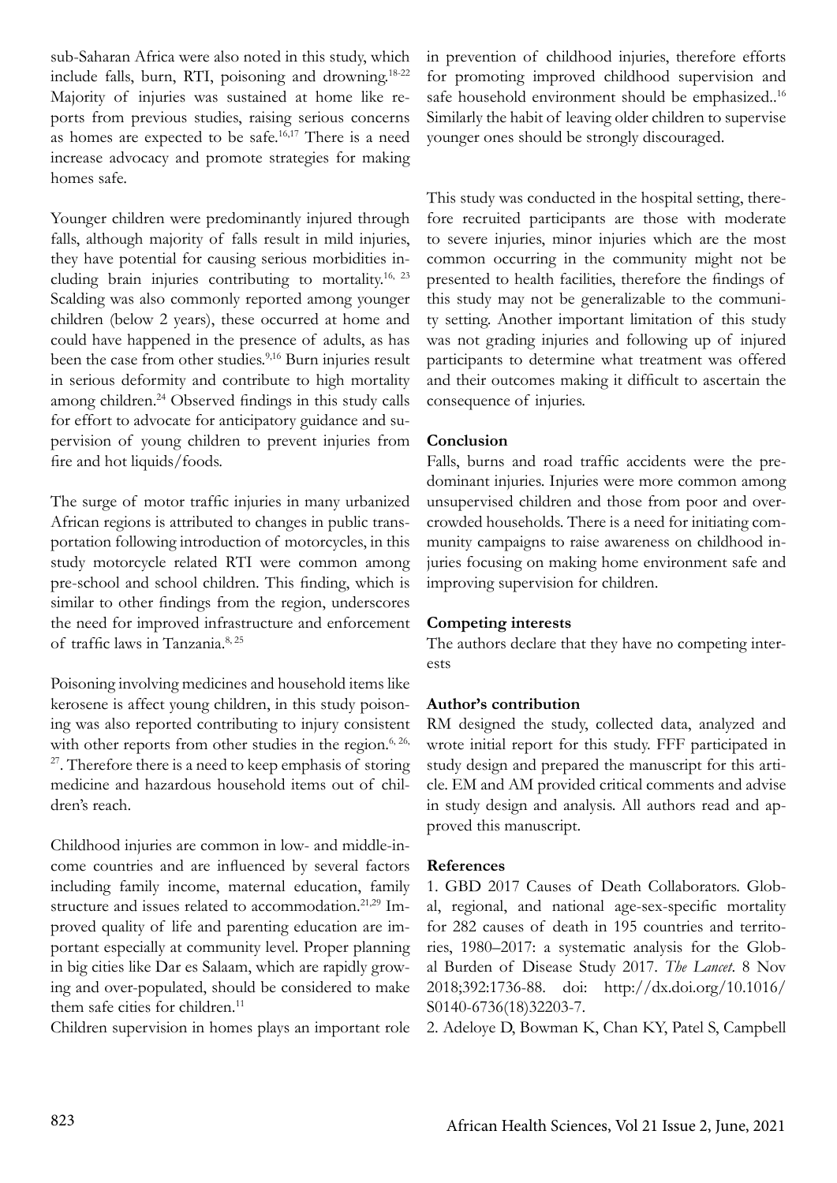sub-Saharan Africa were also noted in this study, which include falls, burn, RTI, poisoning and drowning.[18-22] Majority of injuries was sustained at home like reports from previous studies, raising serious concerns as homes are expected to be safe.[16,17] There is a need increase advocacy and promote strategies for making homes safe.

Younger children were predominantly injured through falls, although majority of falls result in mild injuries, they have potential for causing serious morbidities including brain injuries contributing to mortality.[16, 23] Scalding was also commonly reported among younger children (below 2 years), these occurred at home and could have happened in the presence of adults, as has been the case from other studies.[9,16] Burn injuries result in serious deformity and contribute to high mortality among children.[24] Observed findings in this study calls for effort to advocate for anticipatory guidance and supervision of young children to prevent injuries from fire and hot liquids/foods.

The surge of motor traffic injuries in many urbanized African regions is attributed to changes in public transportation following introduction of motorcycles, in this study motorcycle related RTI were common among pre-school and school children. This finding, which is similar to other findings from the region, underscores the need for improved infrastructure and enforcement of traffic laws in Tanzania.[8, 25]

Poisoning involving medicines and household items like kerosene is affect young children, in this study poisoning was also reported contributing to injury consistent with other reports from other studies in the region.[6, 26, 27]. Therefore there is a need to keep emphasis of storing medicine and hazardous household items out of children's reach.

Childhood injuries are common in low- and middle-income countries and are influenced by several factors including family income, maternal education, family structure and issues related to accommodation.[21,29] Improved quality of life and parenting education are important especially at community level. Proper planning in big cities like Dar es Salaam, which are rapidly growing and over-populated, should be considered to make them safe cities for children.[11]

Children supervision in homes plays an important role in prevention of childhood injuries, therefore efforts for promoting improved childhood supervision and safe household environment should be emphasized..[16] Similarly the habit of leaving older children to supervise younger ones should be strongly discouraged.

This study was conducted in the hospital setting, therefore recruited participants are those with moderate to severe injuries, minor injuries which are the most common occurring in the community might not be presented to health facilities, therefore the findings of this study may not be generalizable to the community setting. Another important limitation of this study was not grading injuries and following up of injured participants to determine what treatment was offered and their outcomes making it difficult to ascertain the consequence of injuries.

## Conclusion

Falls, burns and road traffic accidents were the predominant injuries. Injuries were more common among unsupervised children and those from poor and overcrowded households. There is a need for initiating community campaigns to raise awareness on childhood injuries focusing on making home environment safe and improving supervision for children.

## Competing interests

The authors declare that they have no competing interests

## Author's contribution

RM designed the study, collected data, analyzed and wrote initial report for this study. FFF participated in study design and prepared the manuscript for this article. EM and AM provided critical comments and advise in study design and analysis. All authors read and approved this manuscript.

## References

1. GBD 2017 Causes of Death Collaborators. Global, regional, and national age-sex-specific mortality for 282 causes of death in 195 countries and territories, 1980–2017: a systematic analysis for the Global Burden of Disease Study 2017. *The Lancet*. 8 Nov 2018;392:1736-88. doi: http://dx.doi.org/10.1016/S0140-6736(18)32203-7.

2. Adeloye D, Bowman K, Chan KY, Patel S, Campbell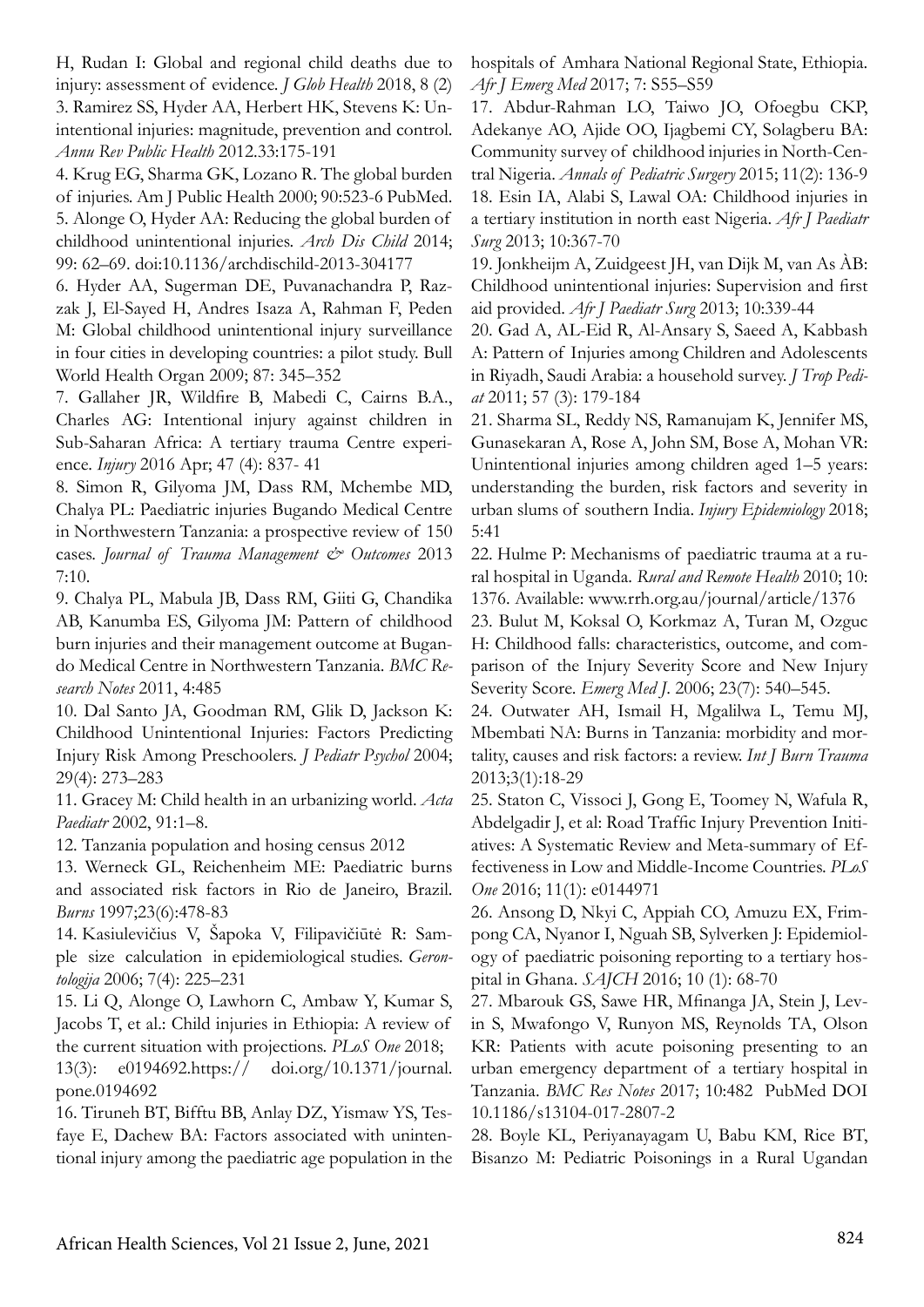H, Rudan I: Global and regional child deaths due to injury: assessment of evidence. *J Glob Health* 2018, 8 (2)

3. Ramirez SS, Hyder AA, Herbert HK, Stevens K: Unintentional injuries: magnitude, prevention and control. *Annu Rev Public Health* 2012.33:175-191

4. Krug EG, Sharma GK, Lozano R. The global burden of injuries. Am J Public Health 2000; 90:523-6 PubMed.

5. Alonge O, Hyder AA: Reducing the global burden of childhood unintentional injuries. *Arch Dis Child* 2014; 99: 62–69. doi:10.1136/archdischild-2013-304177

6. Hyder AA, Sugerman DE, Puvanachandra P, Razzak J, El-Sayed H, Andres Isaza A, Rahman F, Peden M: Global childhood unintentional injury surveillance in four cities in developing countries: a pilot study. Bull World Health Organ 2009; 87: 345–352

7. Gallaher JR, Wildfire B, Mabedi C, Cairns B.A., Charles AG: Intentional injury against children in Sub-Saharan Africa: A tertiary trauma Centre experience. *Injury* 2016 Apr; 47 (4): 837- 41

8. Simon R, Gilyoma JM, Dass RM, Mchembe MD, Chalya PL: Paediatric injuries Bugando Medical Centre in Northwestern Tanzania: a prospective review of 150 cases. *Journal of Trauma Management & Outcomes* 2013 7:10.

9. Chalya PL, Mabula JB, Dass RM, Giiti G, Chandika AB, Kanumba ES, Gilyoma JM: Pattern of childhood burn injuries and their management outcome at Bugando Medical Centre in Northwestern Tanzania. *BMC Research Notes* 2011, 4:485

10. Dal Santo JA, Goodman RM, Glik D, Jackson K: Childhood Unintentional Injuries: Factors Predicting Injury Risk Among Preschoolers. *J Pediatr Psychol* 2004; 29(4): 273–283

11. Gracey M: Child health in an urbanizing world. *Acta Paediatr* 2002, 91:1–8.

12. Tanzania population and hosing census 2012

13. Werneck GL, Reichenheim ME: Paediatric burns and associated risk factors in Rio de Janeiro, Brazil. *Burns* 1997;23(6):478-83

14. Kasiulevičius V, Šapoka V, Filipavičiūtė R: Sample size calculation in epidemiological studies. *Gerontologija* 2006; 7(4): 225–231

15. Li Q, Alonge O, Lawhorn C, Ambaw Y, Kumar S, Jacobs T, et al.: Child injuries in Ethiopia: A review of the current situation with projections. *PLoS One* 2018; 13(3): e0194692.https:// doi.org/10.1371/journal.pone.0194692

16. Tiruneh BT, Bifftu BB, Anlay DZ, Yismaw YS, Tesfaye E, Dachew BA: Factors associated with unintentional injury among the paediatric age population in the hospitals of Amhara National Regional State, Ethiopia. *Afr J Emerg Med* 2017; 7: S55–S59

17. Abdur-Rahman LO, Taiwo JO, Ofoegbu CKP, Adekanye AO, Ajide OO, Ijagbemi CY, Solagberu BA: Community survey of childhood injuries in North-Central Nigeria. *Annals of Pediatric Surgery* 2015; 11(2): 136-9

18. Esin IA, Alabi S, Lawal OA: Childhood injuries in a tertiary institution in north east Nigeria. *Afr J Paediatr Surg* 2013; 10:367-70

19. Jonkheijm A, Zuidgeest JH, van Dijk M, van As ÀB: Childhood unintentional injuries: Supervision and first aid provided. *Afr J Paediatr Surg* 2013; 10:339-44

20. Gad A, AL-Eid R, Al-Ansary S, Saeed A, Kabbash A: Pattern of Injuries among Children and Adolescents in Riyadh, Saudi Arabia: a household survey. *J Trop Pediat* 2011; 57 (3): 179-184

21. Sharma SL, Reddy NS, Ramanujam K, Jennifer MS, Gunasekaran A, Rose A, John SM, Bose A, Mohan VR: Unintentional injuries among children aged 1–5 years: understanding the burden, risk factors and severity in urban slums of southern India. *Injury Epidemiology* 2018; 5:41

22. Hulme P: Mechanisms of paediatric trauma at a rural hospital in Uganda. *Rural and Remote Health* 2010; 10: 1376. Available: www.rrh.org.au/journal/article/1376

23. Bulut M, Koksal O, Korkmaz A, Turan M, Ozguc H: Childhood falls: characteristics, outcome, and comparison of the Injury Severity Score and New Injury Severity Score. *Emerg Med J*. 2006; 23(7): 540–545.

24. Outwater AH, Ismail H, Mgalilwa L, Temu MJ, Mbembati NA: Burns in Tanzania: morbidity and mortality, causes and risk factors: a review. *Int J Burn Trauma* 2013;3(1):18-29

25. Staton C, Vissoci J, Gong E, Toomey N, Wafula R, Abdelgadir J, et al: Road Traffic Injury Prevention Initiatives: A Systematic Review and Meta-summary of Effectiveness in Low and Middle-Income Countries. *PLoS One* 2016; 11(1): e0144971

26. Ansong D, Nkyi C, Appiah CO, Amuzu EX, Frimpong CA, Nyanor I, Nguah SB, Sylverken J: Epidemiology of paediatric poisoning reporting to a tertiary hospital in Ghana. *SAJCH* 2016; 10 (1): 68-70

27. Mbarouk GS, Sawe HR, Mfinanga JA, Stein J, Levin S, Mwafongo V, Runyon MS, Reynolds TA, Olson KR: Patients with acute poisoning presenting to an urban emergency department of a tertiary hospital in Tanzania. *BMC Res Notes* 2017; 10:482 PubMed DOI 10.1186/s13104-017-2807-2

28. Boyle KL, Periyanayagam U, Babu KM, Rice BT, Bisanzo M: Pediatric Poisonings in a Rural Ugandan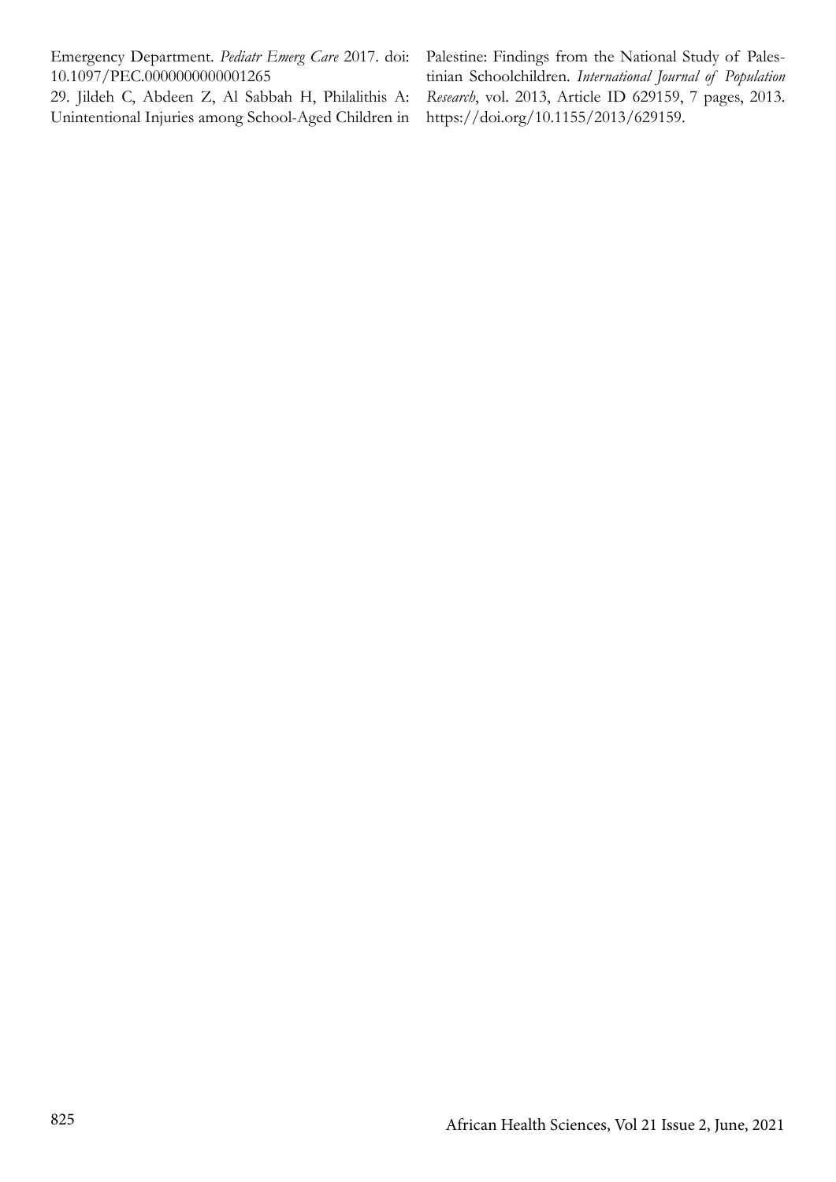Emergency Department. *Pediatr Emerg Care* 2017. doi: 10.1097/PEC.0000000000001265

29. Jildeh C, Abdeen Z, Al Sabbah H, Philalithis A: Unintentional Injuries among School-Aged Children in Palestine: Findings from the National Study of Palestinian Schoolchildren. *International Journal of Population Research*, vol. 2013, Article ID 629159, 7 pages, 2013. https://doi.org/10.1155/2013/629159.